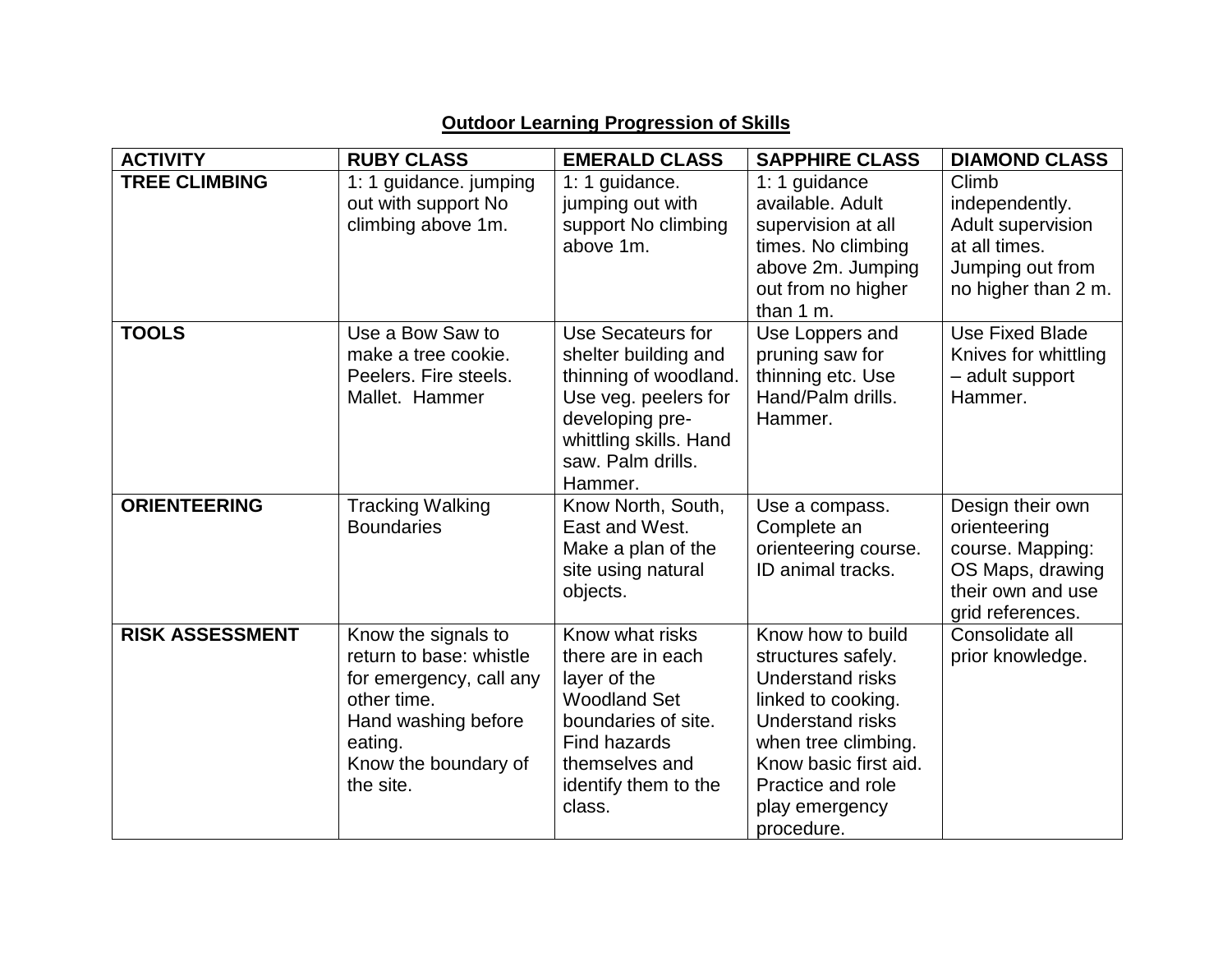# Outdoor Learning Progression of Skills

| ACTIVITY | RUBY CLASS | EMERALD CLASS | SAPPHIRE CLASS | DIAMOND CLASS |
|---|---|---|---|---|
| **TREE CLIMBING** | 1: 1 guidance. jumping out with support No climbing above 1m. | 1: 1 guidance. jumping out with support No climbing above 1m. | 1: 1 guidance available. Adult supervision at all times. No climbing above 2m. Jumping out from no higher than 1 m. | Climb independently. Adult supervision at all times. Jumping out from no higher than 2 m. |
| **TOOLS** | Use a Bow Saw to make a tree cookie. Peelers. Fire steels. Mallet. Hammer | Use Secateurs for shelter building and thinning of woodland. Use veg. peelers for developing pre-whittling skills. Hand saw. Palm drills. Hammer. | Use Loppers and pruning saw for thinning etc. Use Hand/Palm drills. Hammer. | Use Fixed Blade Knives for whittling – adult support Hammer. |
| **ORIENTEERING** | Tracking Walking Boundaries | Know North, South, East and West. Make a plan of the site using natural objects. | Use a compass. Complete an orienteering course. ID animal tracks. | Design their own orienteering course. Mapping: OS Maps, drawing their own and use grid references. |
| **RISK ASSESSMENT** | Know the signals to return to base: whistle for emergency, call any other time.<br>Hand washing before eating.<br>Know the boundary of the site. | Know what risks there are in each layer of the Woodland Set boundaries of site. Find hazards themselves and identify them to the class. | Know how to build structures safely. Understand risks linked to cooking. Understand risks when tree climbing. Know basic first aid. Practice and role play emergency procedure. | Consolidate all prior knowledge. |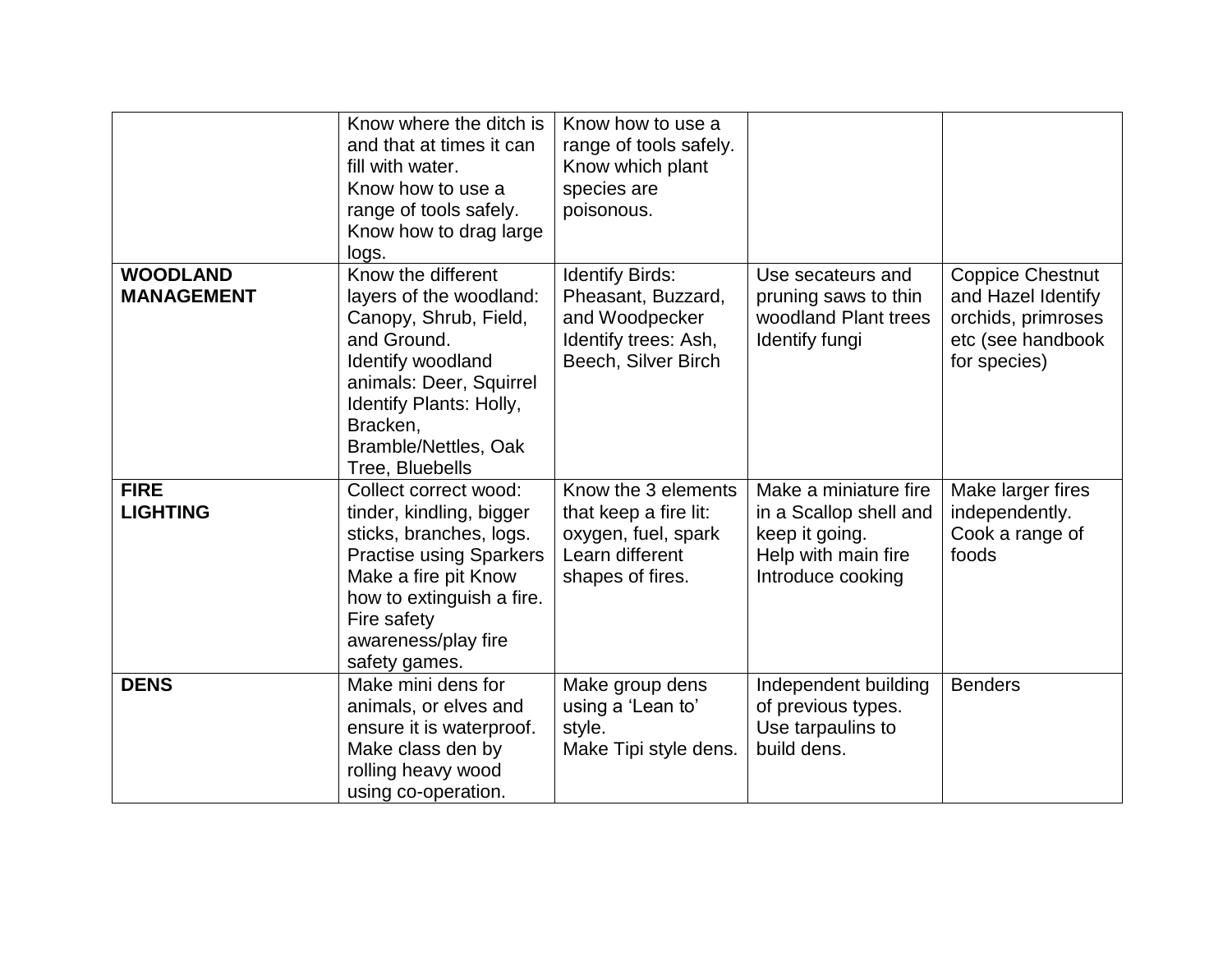| | | | | |
|---|---|---|---|---|
| | Know where the ditch is and that at times it can fill with water.<br>Know how to use a range of tools safely.<br>Know how to drag large logs. | Know how to use a range of tools safely.<br>Know which plant species are poisonous. | | |
| **WOODLAND MANAGEMENT** | Know the different layers of the woodland: Canopy, Shrub, Field, and Ground.<br>Identify woodland animals: Deer, Squirrel<br>Identify Plants: Holly, Bracken, Bramble/Nettles, Oak Tree, Bluebells | Identify Birds: Pheasant, Buzzard, and Woodpecker<br>Identify trees: Ash, Beech, Silver Birch | Use secateurs and pruning saws to thin woodland Plant trees<br>Identify fungi | Coppice Chestnut and Hazel Identify orchids, primroses etc (see handbook for species) |
| **FIRE LIGHTING** | Collect correct wood: tinder, kindling, bigger sticks, branches, logs.<br>Practise using Sparkers<br>Make a fire pit Know how to extinguish a fire.<br>Fire safety awareness/play fire safety games. | Know the 3 elements that keep a fire lit: oxygen, fuel, spark<br>Learn different shapes of fires. | Make a miniature fire in a Scallop shell and keep it going.<br>Help with main fire<br>Introduce cooking | Make larger fires independently.<br>Cook a range of foods |
| **DENS** | Make mini dens for animals, or elves and ensure it is waterproof.<br>Make class den by rolling heavy wood using co-operation. | Make group dens using a 'Lean to' style.<br>Make Tipi style dens. | Independent building of previous types.<br>Use tarpaulins to build dens. | Benders |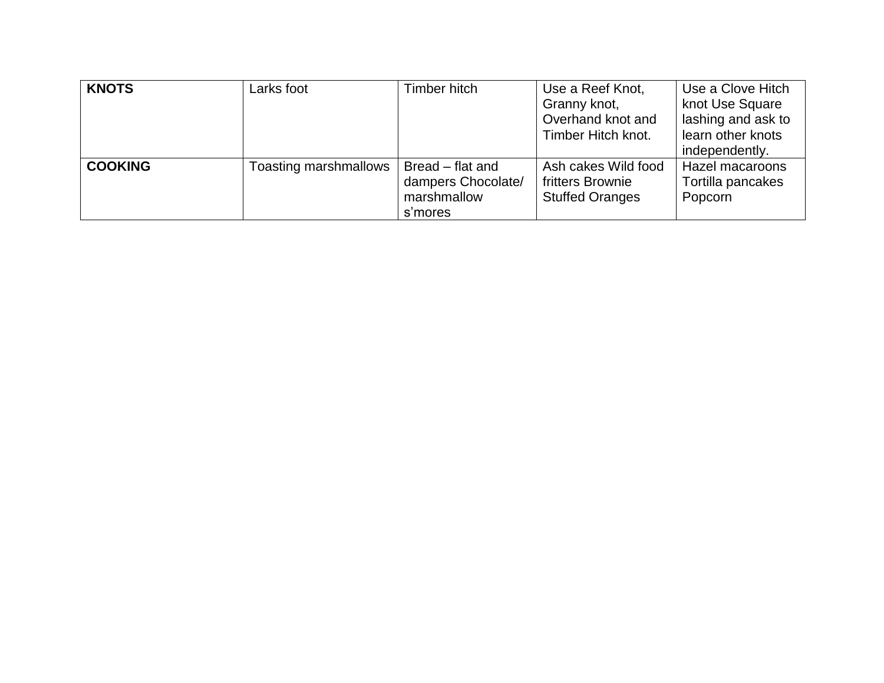| | | | | |
|---|---|---|---|---|
| **KNOTS** | Larks foot | Timber hitch | Use a Reef Knot, Granny knot, Overhand knot and Timber Hitch knot. | Use a Clove Hitch knot Use Square lashing and ask to learn other knots independently. |
| **COOKING** | Toasting marshmallows | Bread – flat and dampers Chocolate/ marshmallow s'mores | Ash cakes Wild food fritters Brownie Stuffed Oranges | Hazel macaroons Tortilla pancakes Popcorn |